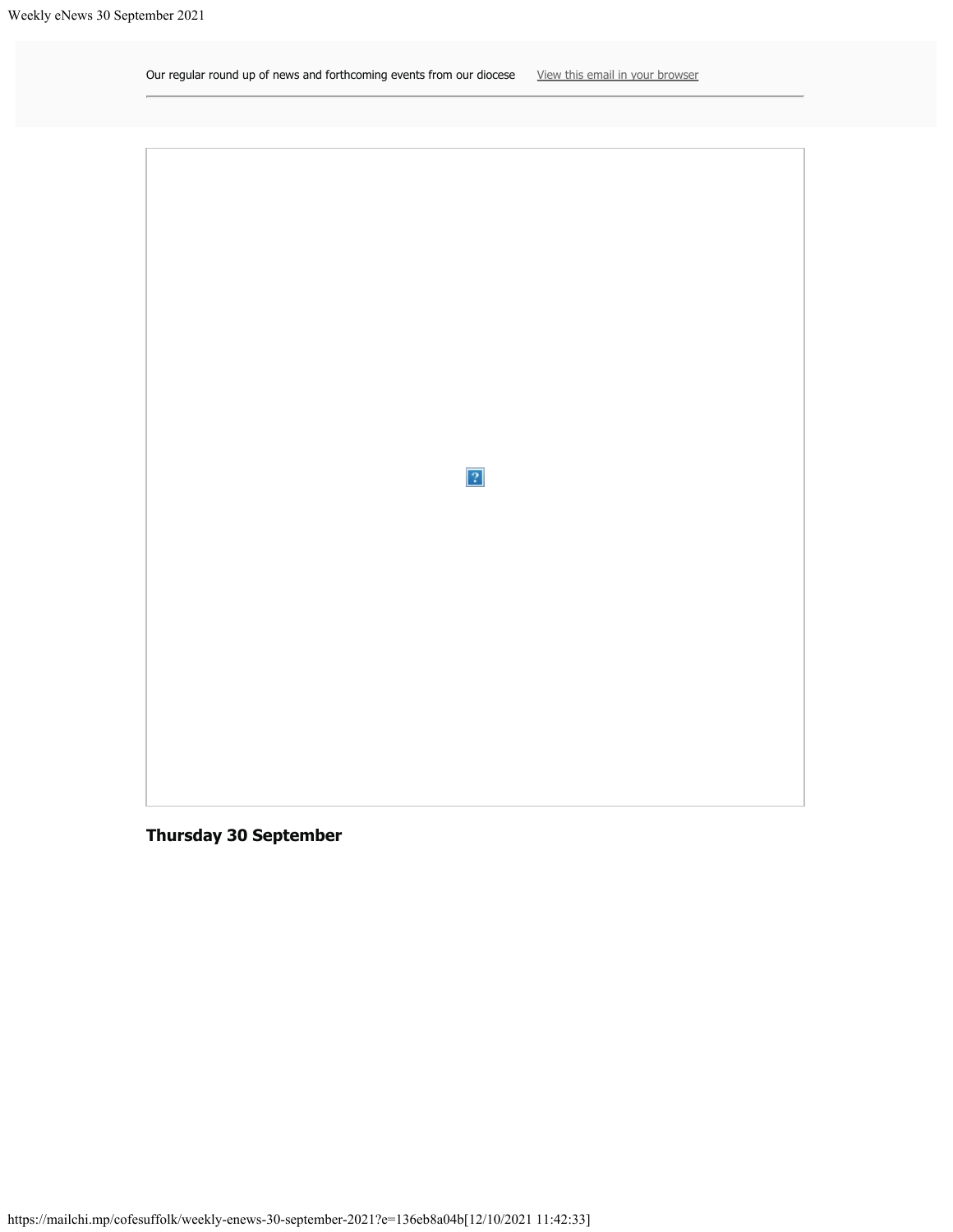Our regular round up of news and forthcoming events from our diocese    View this email in your browser

**Thursday 30 September**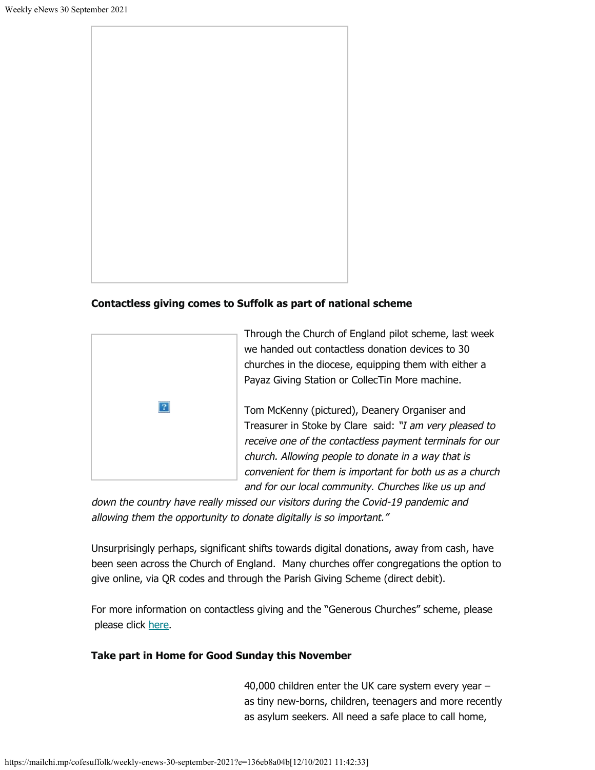**Contactless giving comes to Suffolk as part of national scheme**

Through the Church of England pilot scheme, last week we handed out contactless donation devices to 30 churches in the diocese, equipping them with either a Payaz Giving Station or CollecTin More machine.

Tom McKenny (pictured), Deanery Organiser and Treasurer in Stoke by Clare said: *"I am very pleased to receive one of the contactless payment terminals for our church. Allowing people to donate in a way that is convenient for them is important for both us as a church and for our local community. Churches like us up and down the country have really missed our visitors during the Covid-19 pandemic and allowing them the opportunity to donate digitally is so important."*

Unsurprisingly perhaps, significant shifts towards digital donations, away from cash, have been seen across the Church of England. Many churches offer congregations the option to give online, via QR codes and through the Parish Giving Scheme (direct debit).

For more information on contactless giving and the "Generous Churches" scheme, please please click [here](here).

**Take part in Home for Good Sunday this November**

40,000 children enter the UK care system every year – as tiny new-borns, children, teenagers and more recently as asylum seekers. All need a safe place to call home,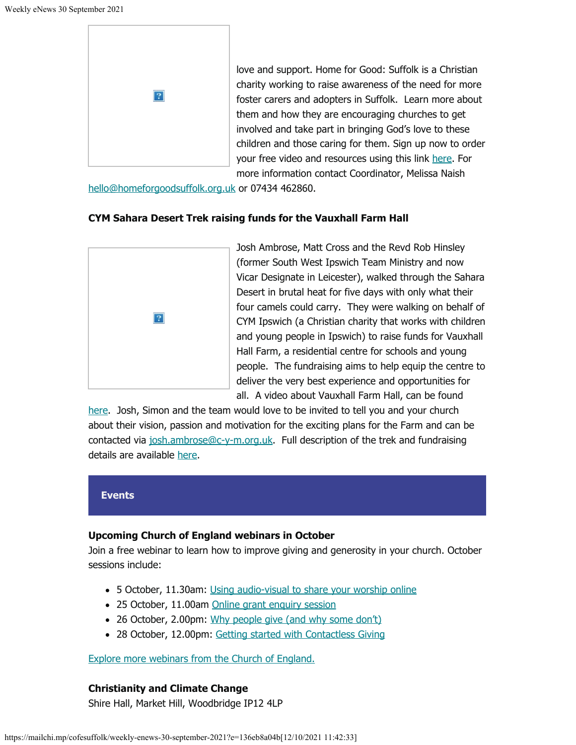love and support. Home for Good: Suffolk is a Christian charity working to raise awareness of the need for more foster carers and adopters in Suffolk. Learn more about them and how they are encouraging churches to get involved and take part in bringing God's love to these children and those caring for them. Sign up now to order your free video and resources using this link here. For more information contact Coordinator, Melissa Naish hello@homeforgoodsuffolk.org.uk or 07434 462860.

**CYM Sahara Desert Trek raising funds for the Vauxhall Farm Hall**

Josh Ambrose, Matt Cross and the Revd Rob Hinsley (former South West Ipswich Team Ministry and now Vicar Designate in Leicester), walked through the Sahara Desert in brutal heat for five days with only what their four camels could carry. They were walking on behalf of CYM Ipswich (a Christian charity that works with children and young people in Ipswich) to raise funds for Vauxhall Hall Farm, a residential centre for schools and young people. The fundraising aims to help equip the centre to deliver the very best experience and opportunities for all. A video about Vauxhall Farm Hall, can be found here. Josh, Simon and the team would love to be invited to tell you and your church about their vision, passion and motivation for the exciting plans for the Farm and can be contacted via josh.ambrose@c-y-m.org.uk. Full description of the trek and fundraising details are available here.

## Events

**Upcoming Church of England webinars in October**

Join a free webinar to learn how to improve giving and generosity in your church. October sessions include:

- 5 October, 11.30am: Using audio-visual to share your worship online
- 25 October, 11.00am Online grant enquiry session
- 26 October, 2.00pm: Why people give (and why some don't)
- 28 October, 12.00pm: Getting started with Contactless Giving

Explore more webinars from the Church of England.

**Christianity and Climate Change**

Shire Hall, Market Hill, Woodbridge IP12 4LP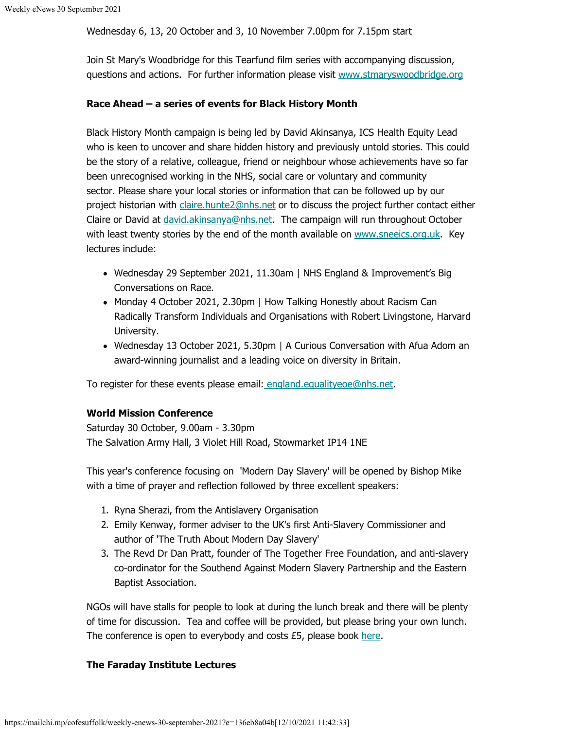Wednesday 6, 13, 20 October and 3, 10 November 7.00pm for 7.15pm start

Join St Mary's Woodbridge for this Tearfund film series with accompanying discussion, questions and actions. For further information please visit [www.stmaryswoodbridge.org](www.stmaryswoodbridge.org)

**Race Ahead – a series of events for Black History Month**

Black History Month campaign is being led by David Akinsanya, ICS Health Equity Lead who is keen to uncover and share hidden history and previously untold stories. This could be the story of a relative, colleague, friend or neighbour whose achievements have so far been unrecognised working in the NHS, social care or voluntary and community sector. Please share your local stories or information that can be followed up by our project historian with claire.hunte2@nhs.net or to discuss the project further contact either Claire or David at david.akinsanya@nhs.net. The campaign will run throughout October with least twenty stories by the end of the month available on [www.sneeics.org.uk](www.sneeics.org.uk). Key lectures include:

- Wednesday 29 September 2021, 11.30am | NHS England & Improvement's Big Conversations on Race.
- Monday 4 October 2021, 2.30pm | How Talking Honestly about Racism Can Radically Transform Individuals and Organisations with Robert Livingstone, Harvard University.
- Wednesday 13 October 2021, 5.30pm | A Curious Conversation with Afua Adom an award-winning journalist and a leading voice on diversity in Britain.

To register for these events please email: england.equalityeoe@nhs.net.

**World Mission Conference**
Saturday 30 October, 9.00am - 3.30pm
The Salvation Army Hall, 3 Violet Hill Road, Stowmarket IP14 1NE

This year's conference focusing on 'Modern Day Slavery' will be opened by Bishop Mike with a time of prayer and reflection followed by three excellent speakers:

1. Ryna Sherazi, from the Antislavery Organisation
2. Emily Kenway, former adviser to the UK's first Anti-Slavery Commissioner and author of 'The Truth About Modern Day Slavery'
3. The Revd Dr Dan Pratt, founder of The Together Free Foundation, and anti-slavery co-ordinator for the Southend Against Modern Slavery Partnership and the Eastern Baptist Association.

NGOs will have stalls for people to look at during the lunch break and there will be plenty of time for discussion. Tea and coffee will be provided, but please bring your own lunch. The conference is open to everybody and costs £5, please book here.

**The Faraday Institute Lectures**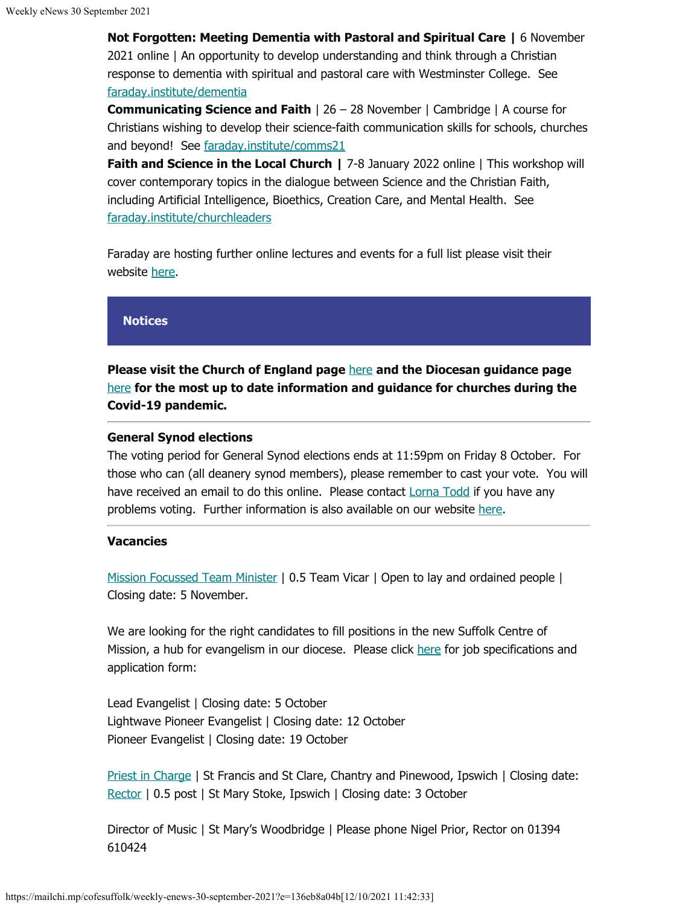**Not Forgotten: Meeting Dementia with Pastoral and Spiritual Care |** 6 November 2021 online | An opportunity to develop understanding and think through a Christian response to dementia with spiritual and pastoral care with Westminster College. See [faraday.institute/dementia](faraday.institute/dementia)

**Communicating Science and Faith** | 26 – 28 November | Cambridge | A course for Christians wishing to develop their science-faith communication skills for schools, churches and beyond! See [faraday.institute/comms21](faraday.institute/comms21)

**Faith and Science in the Local Church |** 7-8 January 2022 online | This workshop will cover contemporary topics in the dialogue between Science and the Christian Faith, including Artificial Intelligence, Bioethics, Creation Care, and Mental Health. See [faraday.institute/churchleaders](faraday.institute/churchleaders)

Faraday are hosting further online lectures and events for a full list please visit their website here.

## Notices

**Please visit the Church of England page here and the Diocesan guidance page here for the most up to date information and guidance for churches during the Covid-19 pandemic.**

---

**General Synod elections**

The voting period for General Synod elections ends at 11:59pm on Friday 8 October. For those who can (all deanery synod members), please remember to cast your vote. You will have received an email to do this online. Please contact Lorna Todd if you have any problems voting. Further information is also available on our website here.

---

**Vacancies**

Mission Focussed Team Minister | 0.5 Team Vicar | Open to lay and ordained people | Closing date: 5 November.

We are looking for the right candidates to fill positions in the new Suffolk Centre of Mission, a hub for evangelism in our diocese. Please click here for job specifications and application form:

Lead Evangelist | Closing date: 5 October
Lightwave Pioneer Evangelist | Closing date: 12 October
Pioneer Evangelist | Closing date: 19 October

Priest in Charge | St Francis and St Clare, Chantry and Pinewood, Ipswich | Closing date:
Rector | 0.5 post | St Mary Stoke, Ipswich | Closing date: 3 October

Director of Music | St Mary's Woodbridge | Please phone Nigel Prior, Rector on 01394 610424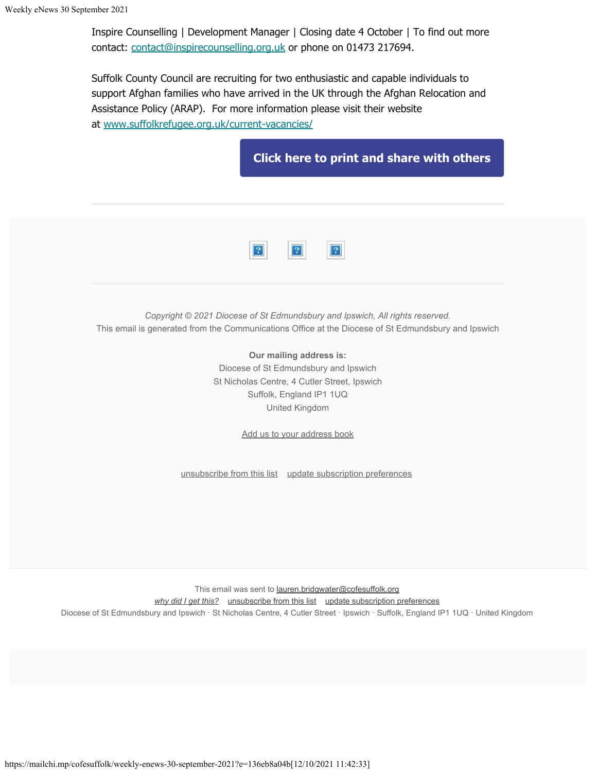Inspire Counselling | Development Manager | Closing date 4 October | To find out more contact: contact@inspirecounselling.org.uk or phone on 01473 217694.

Suffolk County Council are recruiting for two enthusiastic and capable individuals to support Afghan families who have arrived in the UK through the Afghan Relocation and Assistance Policy (ARAP). For more information please visit their website at www.suffolkrefugee.org.uk/current-vacancies/

**Click here to print and share with others**

---

*Copyright © 2021 Diocese of St Edmundsbury and Ipswich, All rights reserved.*
This email is generated from the Communications Office at the Diocese of St Edmundsbury and Ipswich

**Our mailing address is:**
Diocese of St Edmundsbury and Ipswich
St Nicholas Centre, 4 Cutler Street, Ipswich
Suffolk, England IP1 1UQ
United Kingdom

Add us to your address book

unsubscribe from this list    update subscription preferences

This email was sent to lauren.bridgwater@cofesuffolk.org
*why did I get this?*    unsubscribe from this list    update subscription preferences
Diocese of St Edmundsbury and Ipswich · St Nicholas Centre, 4 Cutler Street · Ipswich · Suffolk, England IP1 1UQ · United Kingdom